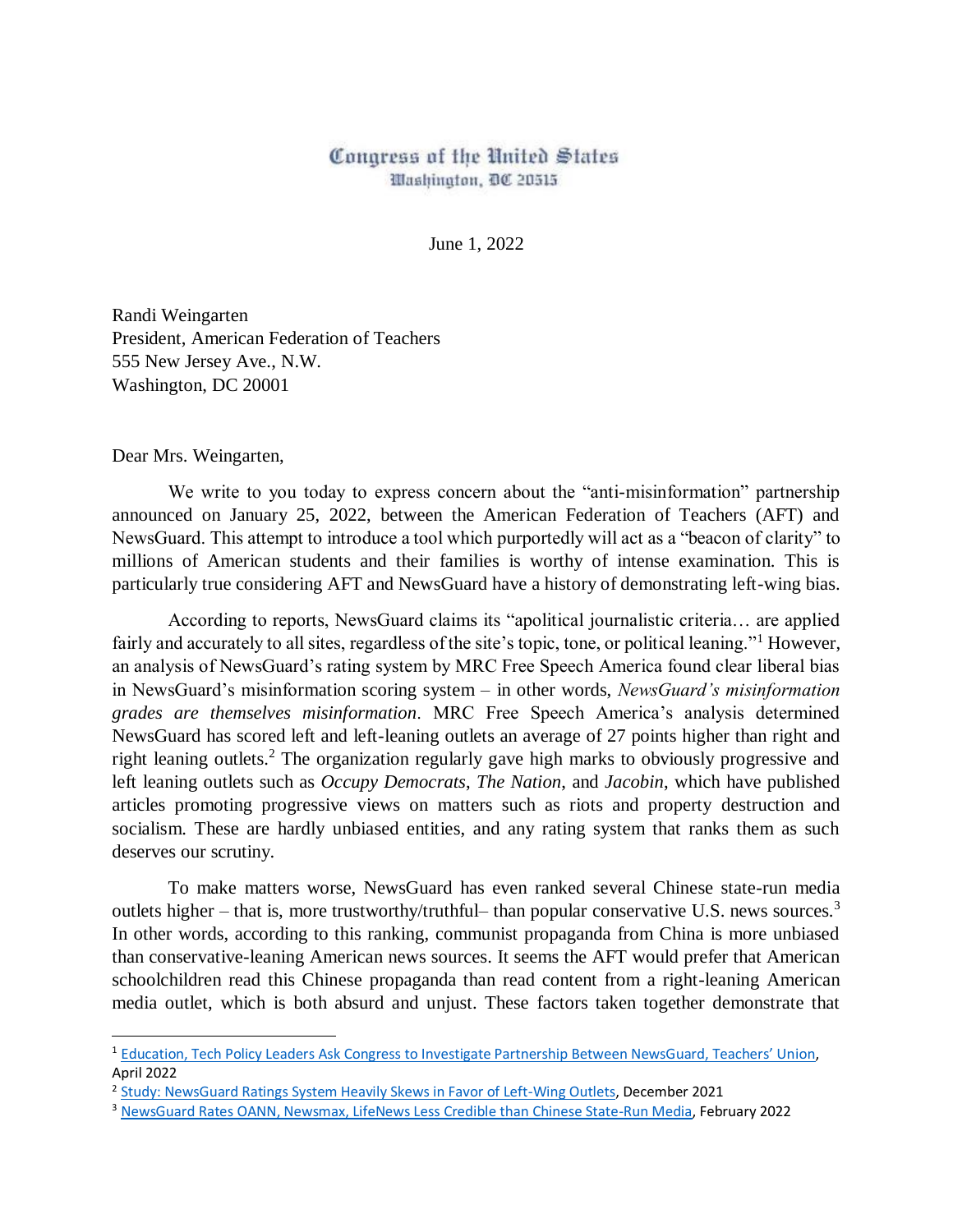Congress of the United States
Washington, DC 20515

June 1, 2022

Randi Weingarten
President, American Federation of Teachers
555 New Jersey Ave., N.W.
Washington, DC 20001

Dear Mrs. Weingarten,

We write to you today to express concern about the "anti-misinformation" partnership announced on January 25, 2022, between the American Federation of Teachers (AFT) and NewsGuard. This attempt to introduce a tool which purportedly will act as a "beacon of clarity" to millions of American students and their families is worthy of intense examination. This is particularly true considering AFT and NewsGuard have a history of demonstrating left-wing bias.

According to reports, NewsGuard claims its "apolitical journalistic criteria… are applied fairly and accurately to all sites, regardless of the site's topic, tone, or political leaning."[1] However, an analysis of NewsGuard's rating system by MRC Free Speech America found clear liberal bias in NewsGuard's misinformation scoring system – in other words, *NewsGuard's misinformation grades are themselves misinformation*. MRC Free Speech America's analysis determined NewsGuard has scored left and left-leaning outlets an average of 27 points higher than right and right leaning outlets.[2] The organization regularly gave high marks to obviously progressive and left leaning outlets such as *Occupy Democrats*, *The Nation*, and *Jacobin*, which have published articles promoting progressive views on matters such as riots and property destruction and socialism. These are hardly unbiased entities, and any rating system that ranks them as such deserves our scrutiny.

To make matters worse, NewsGuard has even ranked several Chinese state-run media outlets higher – that is, more trustworthy/truthful– than popular conservative U.S. news sources.[3] In other words, according to this ranking, communist propaganda from China is more unbiased than conservative-leaning American news sources. It seems the AFT would prefer that American schoolchildren read this Chinese propaganda than read content from a right-leaning American media outlet, which is both absurd and unjust. These factors taken together demonstrate that

---

[1] Education, Tech Policy Leaders Ask Congress to Investigate Partnership Between NewsGuard, Teachers' Union, April 2022

[2] Study: NewsGuard Ratings System Heavily Skews in Favor of Left-Wing Outlets, December 2021

[3] NewsGuard Rates OANN, Newsmax, LifeNews Less Credible than Chinese State-Run Media, February 2022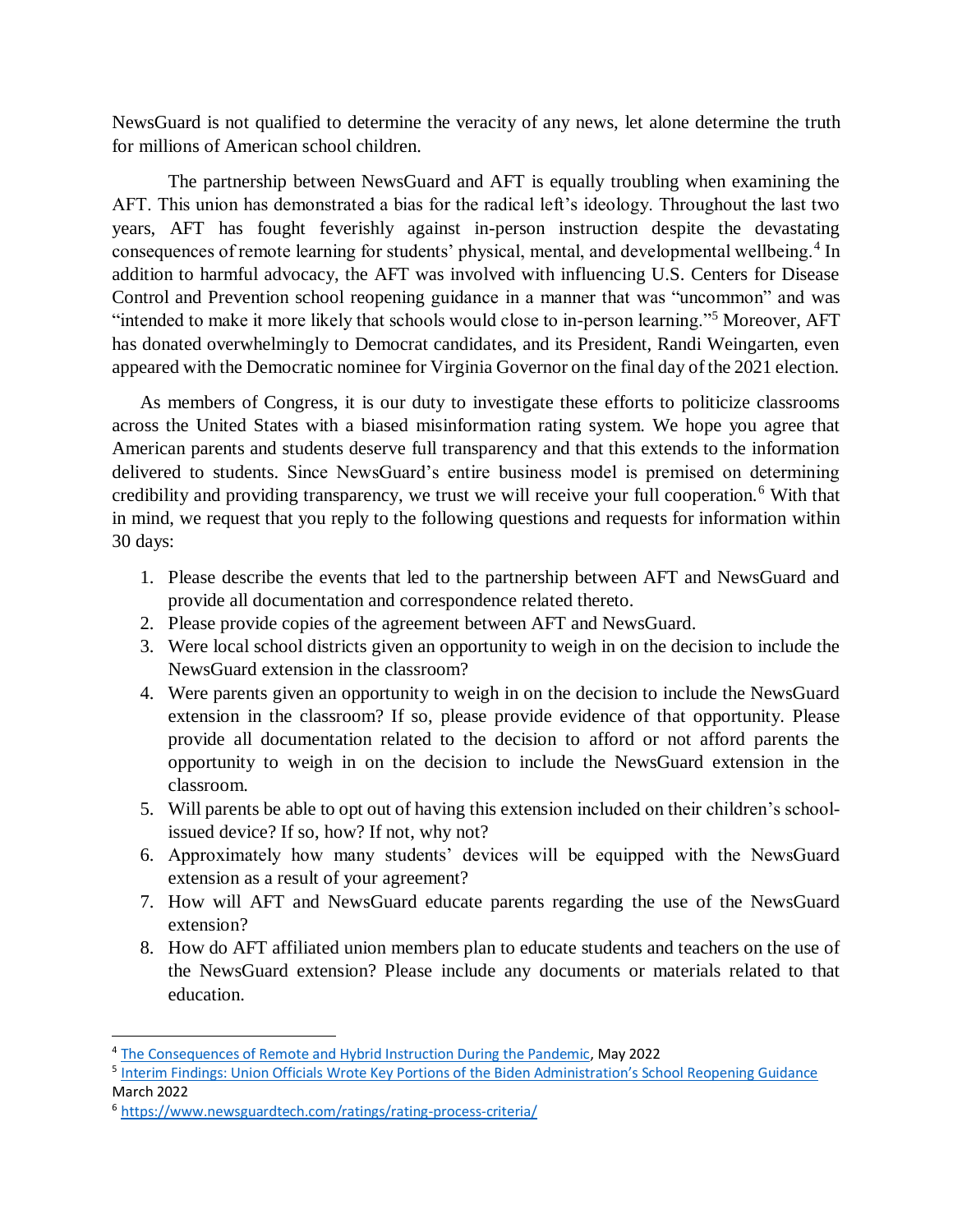NewsGuard is not qualified to determine the veracity of any news, let alone determine the truth for millions of American school children.

The partnership between NewsGuard and AFT is equally troubling when examining the AFT. This union has demonstrated a bias for the radical left's ideology. Throughout the last two years, AFT has fought feverishly against in-person instruction despite the devastating consequences of remote learning for students' physical, mental, and developmental wellbeing.[4] In addition to harmful advocacy, the AFT was involved with influencing U.S. Centers for Disease Control and Prevention school reopening guidance in a manner that was "uncommon" and was "intended to make it more likely that schools would close to in-person learning."[5] Moreover, AFT has donated overwhelmingly to Democrat candidates, and its President, Randi Weingarten, even appeared with the Democratic nominee for Virginia Governor on the final day of the 2021 election.

As members of Congress, it is our duty to investigate these efforts to politicize classrooms across the United States with a biased misinformation rating system. We hope you agree that American parents and students deserve full transparency and that this extends to the information delivered to students. Since NewsGuard's entire business model is premised on determining credibility and providing transparency, we trust we will receive your full cooperation.[6] With that in mind, we request that you reply to the following questions and requests for information within 30 days:

1. Please describe the events that led to the partnership between AFT and NewsGuard and provide all documentation and correspondence related thereto.
2. Please provide copies of the agreement between AFT and NewsGuard.
3. Were local school districts given an opportunity to weigh in on the decision to include the NewsGuard extension in the classroom?
4. Were parents given an opportunity to weigh in on the decision to include the NewsGuard extension in the classroom? If so, please provide evidence of that opportunity. Please provide all documentation related to the decision to afford or not afford parents the opportunity to weigh in on the decision to include the NewsGuard extension in the classroom.
5. Will parents be able to opt out of having this extension included on their children's school-issued device? If so, how? If not, why not?
6. Approximately how many students' devices will be equipped with the NewsGuard extension as a result of your agreement?
7. How will AFT and NewsGuard educate parents regarding the use of the NewsGuard extension?
8. How do AFT affiliated union members plan to educate students and teachers on the use of the NewsGuard extension? Please include any documents or materials related to that education.

---

[4] The Consequences of Remote and Hybrid Instruction During the Pandemic, May 2022

[5] Interim Findings: Union Officials Wrote Key Portions of the Biden Administration's School Reopening Guidance March 2022

[6] https://www.newsguardtech.com/ratings/rating-process-criteria/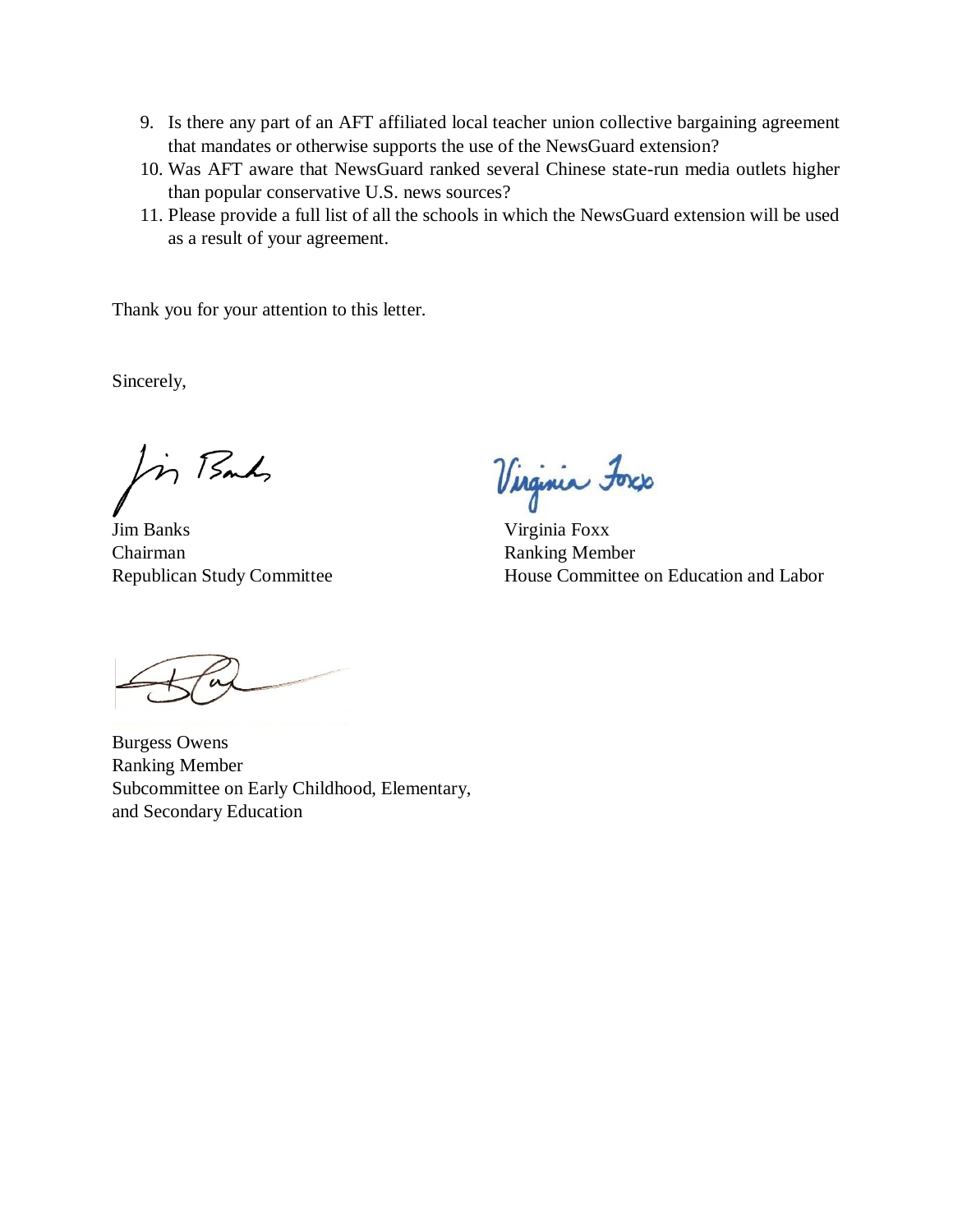9. Is there any part of an AFT affiliated local teacher union collective bargaining agreement that mandates or otherwise supports the use of the NewsGuard extension?
10. Was AFT aware that NewsGuard ranked several Chinese state-run media outlets higher than popular conservative U.S. news sources?
11. Please provide a full list of all the schools in which the NewsGuard extension will be used as a result of your agreement.

Thank you for your attention to this letter.

Sincerely,

Jim Banks
Chairman
Republican Study Committee

Virginia Foxx
Ranking Member
House Committee on Education and Labor

Burgess Owens
Ranking Member
Subcommittee on Early Childhood, Elementary, and Secondary Education